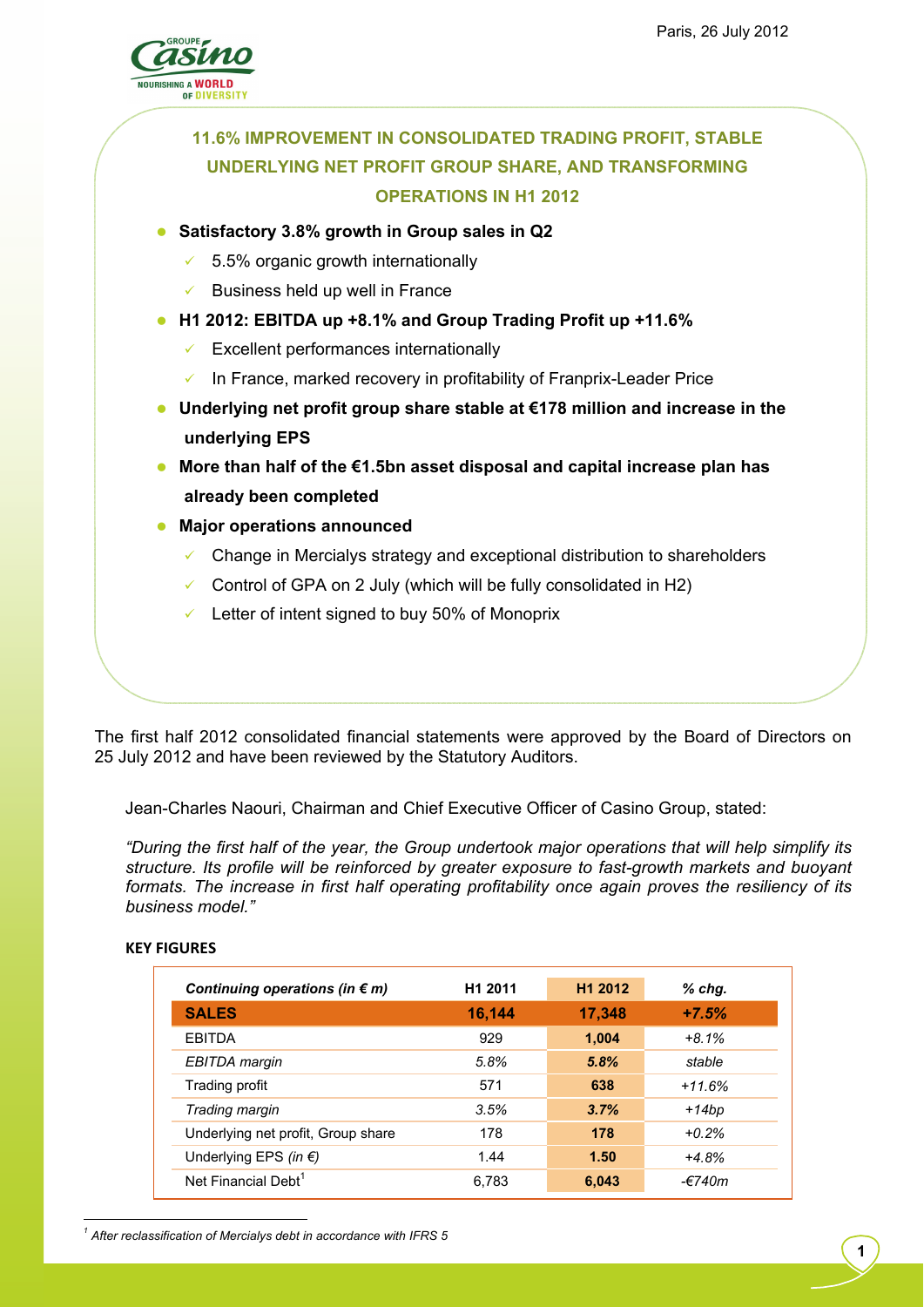Paris, 26 July 2012

## 11.6% IMPROVEMENT IN CONSOLIDATED TRADING PROFIT, STABLE UNDERLYING NET PROFIT GROUP SHARE, AND TRANSFORMING OPERATIONS IN H1 2012

- **Satisfactory 3.8% growth in Group sales in Q2**
  - 5.5% organic growth internationally
  - Business held up well in France
- **H1 2012: EBITDA up +8.1% and Group Trading Profit up +11.6%**
  - Excellent performances internationally
  - In France, marked recovery in profitability of Franprix-Leader Price
- **Underlying net profit group share stable at €178 million and increase in the underlying EPS**
- **More than half of the €1.5bn asset disposal and capital increase plan has already been completed**
- **Major operations announced**
  - Change in Mercialys strategy and exceptional distribution to shareholders
  - Control of GPA on 2 July (which will be fully consolidated in H2)
  - Letter of intent signed to buy 50% of Monoprix

The first half 2012 consolidated financial statements were approved by the Board of Directors on 25 July 2012 and have been reviewed by the Statutory Auditors.

Jean-Charles Naouri, Chairman and Chief Executive Officer of Casino Group, stated:

*"During the first half of the year, the Group undertook major operations that will help simplify its structure. Its profile will be reinforced by greater exposure to fast-growth markets and buoyant formats. The increase in first half operating profitability once again proves the resiliency of its business model."*

**KEY FIGURES**

| *Continuing operations (in € m)* | H1 2011 | H1 2012 | *% chg.* |
|---|---|---|---|
| **SALES** | **16,144** | **17,348** | ***+7.5%*** |
| EBITDA | 929 | **1,004** | *+8.1%* |
| *EBITDA margin* | *5.8%* | ***5.8%*** | *stable* |
| Trading profit | 571 | **638** | *+11.6%* |
| *Trading margin* | *3.5%* | ***3.7%*** | *+14bp* |
| Underlying net profit, Group share | 178 | **178** | *+0.2%* |
| Underlying EPS *(in €)* | 1.44 | **1.50** | *+4.8%* |
| Net Financial Debt[1] | 6,783 | **6,043** | *-€740m* |

[1] *After reclassification of Mercialys debt in accordance with IFRS 5*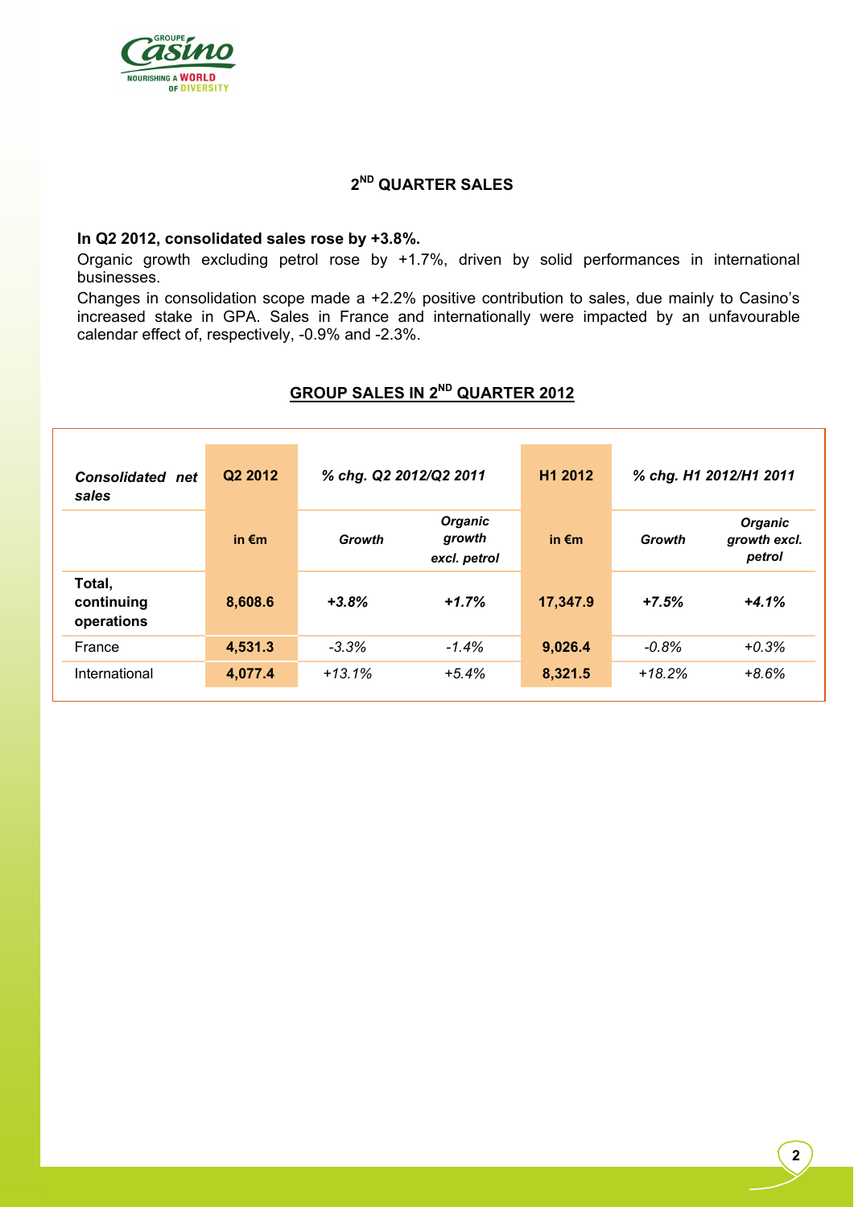## 2[ND] QUARTER SALES

**In Q2 2012, consolidated sales rose by +3.8%.**

Organic growth excluding petrol rose by +1.7%, driven by solid performances in international businesses.

Changes in consolidation scope made a +2.2% positive contribution to sales, due mainly to Casino's increased stake in GPA. Sales in France and internationally were impacted by an unfavourable calendar effect of, respectively, -0.9% and -2.3%.

### GROUP SALES IN 2[ND] QUARTER 2012

| ***Consolidated net sales*** | **Q2 2012** | ***% chg. Q2 2012/Q2 2011*** | | **H1 2012** | ***% chg. H1 2012/H1 2011*** | |
|---|---|---|---|---|---|---|
| | **in €m** | ***Growth*** | ***Organic growth excl. petrol*** | **in €m** | ***Growth*** | ***Organic growth excl. petrol*** |
| **Total, continuing operations** | **8,608.6** | ***+3.8%*** | ***+1.7%*** | **17,347.9** | ***+7.5%*** | ***+4.1%*** |
| France | **4,531.3** | *-3.3%* | *-1.4%* | **9,026.4** | *-0.8%* | *+0.3%* |
| International | **4,077.4** | *+13.1%* | *+5.4%* | **8,321.5** | *+18.2%* | *+8.6%* |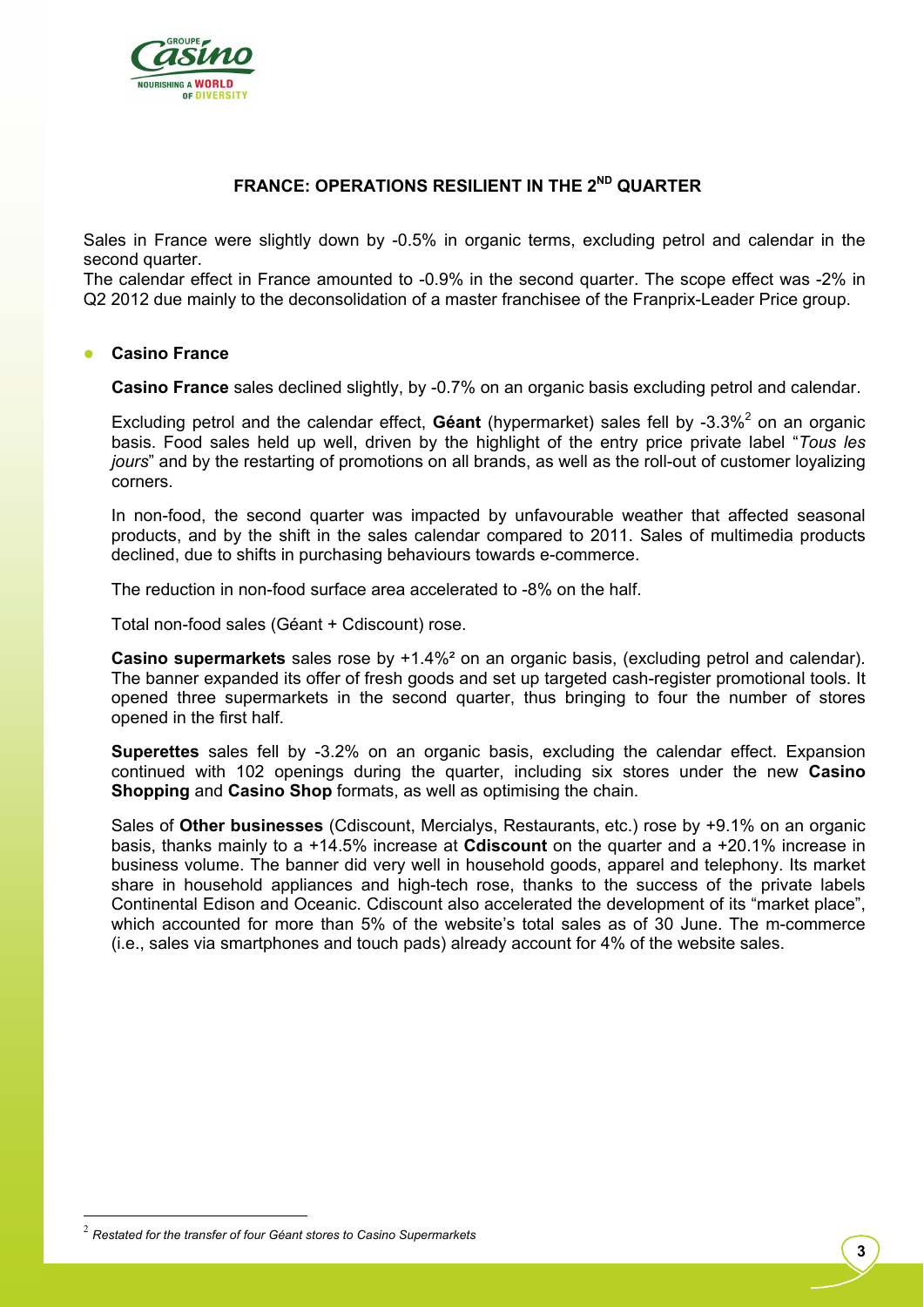## FRANCE: OPERATIONS RESILIENT IN THE 2ND QUARTER

Sales in France were slightly down by -0.5% in organic terms, excluding petrol and calendar in the second quarter.
The calendar effect in France amounted to -0.9% in the second quarter. The scope effect was -2% in Q2 2012 due mainly to the deconsolidation of a master franchisee of the Franprix-Leader Price group.

- **Casino France**

  **Casino France** sales declined slightly, by -0.7% on an organic basis excluding petrol and calendar.

  Excluding petrol and the calendar effect, **Géant** (hypermarket) sales fell by -3.3%[2] on an organic basis. Food sales held up well, driven by the highlight of the entry price private label "*Tous les jours*" and by the restarting of promotions on all brands, as well as the roll-out of customer loyalizing corners.

  In non-food, the second quarter was impacted by unfavourable weather that affected seasonal products, and by the shift in the sales calendar compared to 2011. Sales of multimedia products declined, due to shifts in purchasing behaviours towards e-commerce.

  The reduction in non-food surface area accelerated to -8% on the half.

  Total non-food sales (Géant + Cdiscount) rose.

  **Casino supermarkets** sales rose by +1.4%[2] on an organic basis, (excluding petrol and calendar). The banner expanded its offer of fresh goods and set up targeted cash-register promotional tools. It opened three supermarkets in the second quarter, thus bringing to four the number of stores opened in the first half.

  **Superettes** sales fell by -3.2% on an organic basis, excluding the calendar effect. Expansion continued with 102 openings during the quarter, including six stores under the new **Casino Shopping** and **Casino Shop** formats, as well as optimising the chain.

  Sales of **Other businesses** (Cdiscount, Mercialys, Restaurants, etc.) rose by +9.1% on an organic basis, thanks mainly to a +14.5% increase at **Cdiscount** on the quarter and a +20.1% increase in business volume. The banner did very well in household goods, apparel and telephony. Its market share in household appliances and high-tech rose, thanks to the success of the private labels Continental Edison and Oceanic. Cdiscount also accelerated the development of its "market place", which accounted for more than 5% of the website's total sales as of 30 June. The m-commerce (i.e., sales via smartphones and touch pads) already account for 4% of the website sales.

---

[2] *Restated for the transfer of four Géant stores to Casino Supermarkets*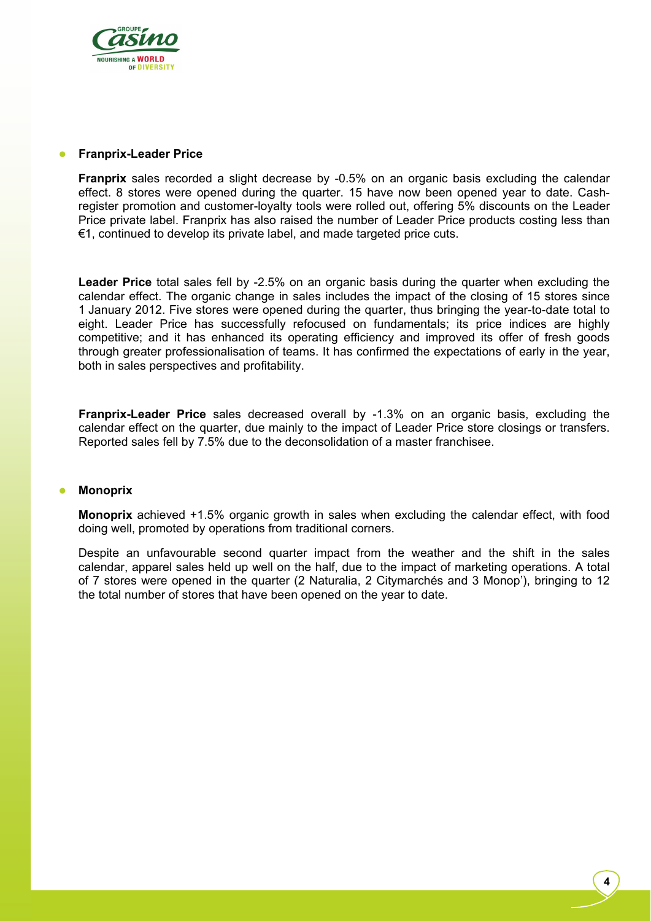- **Franprix-Leader Price**

  **Franprix** sales recorded a slight decrease by -0.5% on an organic basis excluding the calendar effect. 8 stores were opened during the quarter. 15 have now been opened year to date. Cash-register promotion and customer-loyalty tools were rolled out, offering 5% discounts on the Leader Price private label. Franprix has also raised the number of Leader Price products costing less than €1, continued to develop its private label, and made targeted price cuts.

  **Leader Price** total sales fell by -2.5% on an organic basis during the quarter when excluding the calendar effect. The organic change in sales includes the impact of the closing of 15 stores since 1 January 2012. Five stores were opened during the quarter, thus bringing the year-to-date total to eight. Leader Price has successfully refocused on fundamentals; its price indices are highly competitive; and it has enhanced its operating efficiency and improved its offer of fresh goods through greater professionalisation of teams. It has confirmed the expectations of early in the year, both in sales perspectives and profitability.

  **Franprix-Leader Price** sales decreased overall by -1.3% on an organic basis, excluding the calendar effect on the quarter, due mainly to the impact of Leader Price store closings or transfers. Reported sales fell by 7.5% due to the deconsolidation of a master franchisee.

- **Monoprix**

  **Monoprix** achieved +1.5% organic growth in sales when excluding the calendar effect, with food doing well, promoted by operations from traditional corners.

  Despite an unfavourable second quarter impact from the weather and the shift in the sales calendar, apparel sales held up well on the half, due to the impact of marketing operations. A total of 7 stores were opened in the quarter (2 Naturalia, 2 Citymarchés and 3 Monop'), bringing to 12 the total number of stores that have been opened on the year to date.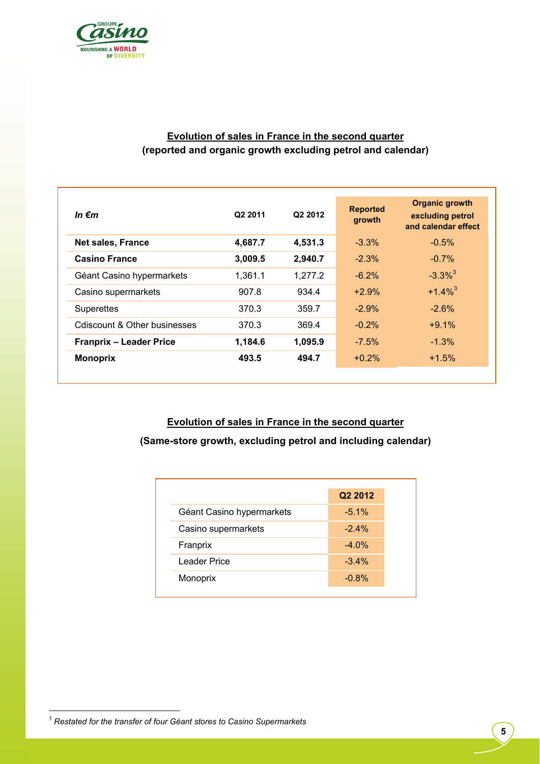**Evolution of sales in France in the second quarter**
**(reported and organic growth excluding petrol and calendar)**

| *In €m* | Q2 2011 | Q2 2012 | Reported growth | Organic growth excluding petrol and calendar effect |
|---|---|---|---|---|
| **Net sales, France** | **4,687.7** | **4,531.3** | -3.3% | -0.5% |
| **Casino France** | **3,009.5** | **2,940.7** | -2.3% | -0.7% |
| Géant Casino hypermarkets | 1,361.1 | 1,277.2 | -6.2% | -3.3%[3] |
| Casino supermarkets | 907.8 | 934.4 | +2.9% | +1.4%[3] |
| Superettes | 370.3 | 359.7 | -2.9% | -2.6% |
| Cdiscount & Other businesses | 370.3 | 369.4 | -0.2% | +9.1% |
| **Franprix – Leader Price** | **1,184.6** | **1,095.9** | -7.5% | -1.3% |
| **Monoprix** | **493.5** | **494.7** | +0.2% | +1.5% |

**Evolution of sales in France in the second quarter**

**(Same-store growth, excluding petrol and including calendar)**

| | Q2 2012 |
|---|---|
| Géant Casino hypermarkets | -5.1% |
| Casino supermarkets | -2.4% |
| Franprix | -4.0% |
| Leader Price | -3.4% |
| Monoprix | -0.8% |

[3] *Restated for the transfer of four Géant stores to Casino Supermarkets*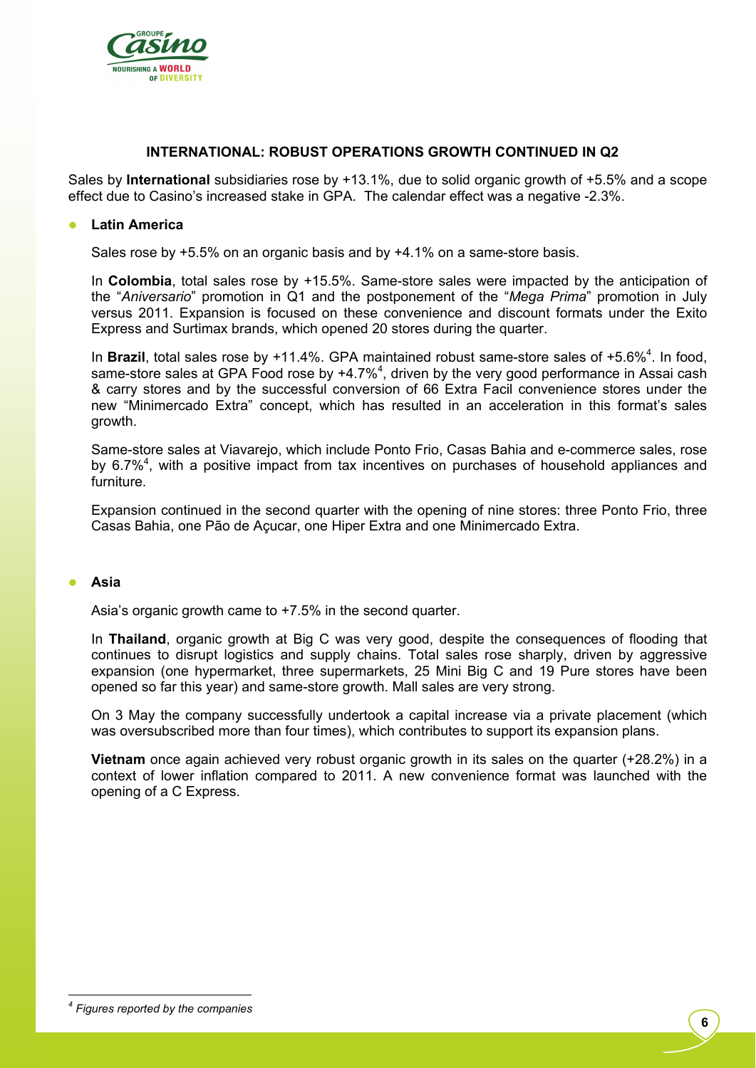## INTERNATIONAL: ROBUST OPERATIONS GROWTH CONTINUED IN Q2

Sales by **International** subsidiaries rose by +13.1%, due to solid organic growth of +5.5% and a scope effect due to Casino's increased stake in GPA. The calendar effect was a negative -2.3%.

- **Latin America**

  Sales rose by +5.5% on an organic basis and by +4.1% on a same-store basis.

  In **Colombia**, total sales rose by +15.5%. Same-store sales were impacted by the anticipation of the "*Aniversario*" promotion in Q1 and the postponement of the "*Mega Prima*" promotion in July versus 2011. Expansion is focused on these convenience and discount formats under the Exito Express and Surtimax brands, which opened 20 stores during the quarter.

  In **Brazil**, total sales rose by +11.4%. GPA maintained robust same-store sales of +5.6%[4]. In food, same-store sales at GPA Food rose by +4.7%[4], driven by the very good performance in Assai cash & carry stores and by the successful conversion of 66 Extra Facil convenience stores under the new "Minimercado Extra" concept, which has resulted in an acceleration in this format's sales growth.

  Same-store sales at Viavarejo, which include Ponto Frio, Casas Bahia and e-commerce sales, rose by 6.7%[4], with a positive impact from tax incentives on purchases of household appliances and furniture.

  Expansion continued in the second quarter with the opening of nine stores: three Ponto Frio, three Casas Bahia, one Pão de Açucar, one Hiper Extra and one Minimercado Extra.

- **Asia**

  Asia's organic growth came to +7.5% in the second quarter.

  In **Thailand**, organic growth at Big C was very good, despite the consequences of flooding that continues to disrupt logistics and supply chains. Total sales rose sharply, driven by aggressive expansion (one hypermarket, three supermarkets, 25 Mini Big C and 19 Pure stores have been opened so far this year) and same-store growth. Mall sales are very strong.

  On 3 May the company successfully undertook a capital increase via a private placement (which was oversubscribed more than four times), which contributes to support its expansion plans.

  **Vietnam** once again achieved very robust organic growth in its sales on the quarter (+28.2%) in a context of lower inflation compared to 2011. A new convenience format was launched with the opening of a C Express.

---

[4] *Figures reported by the companies*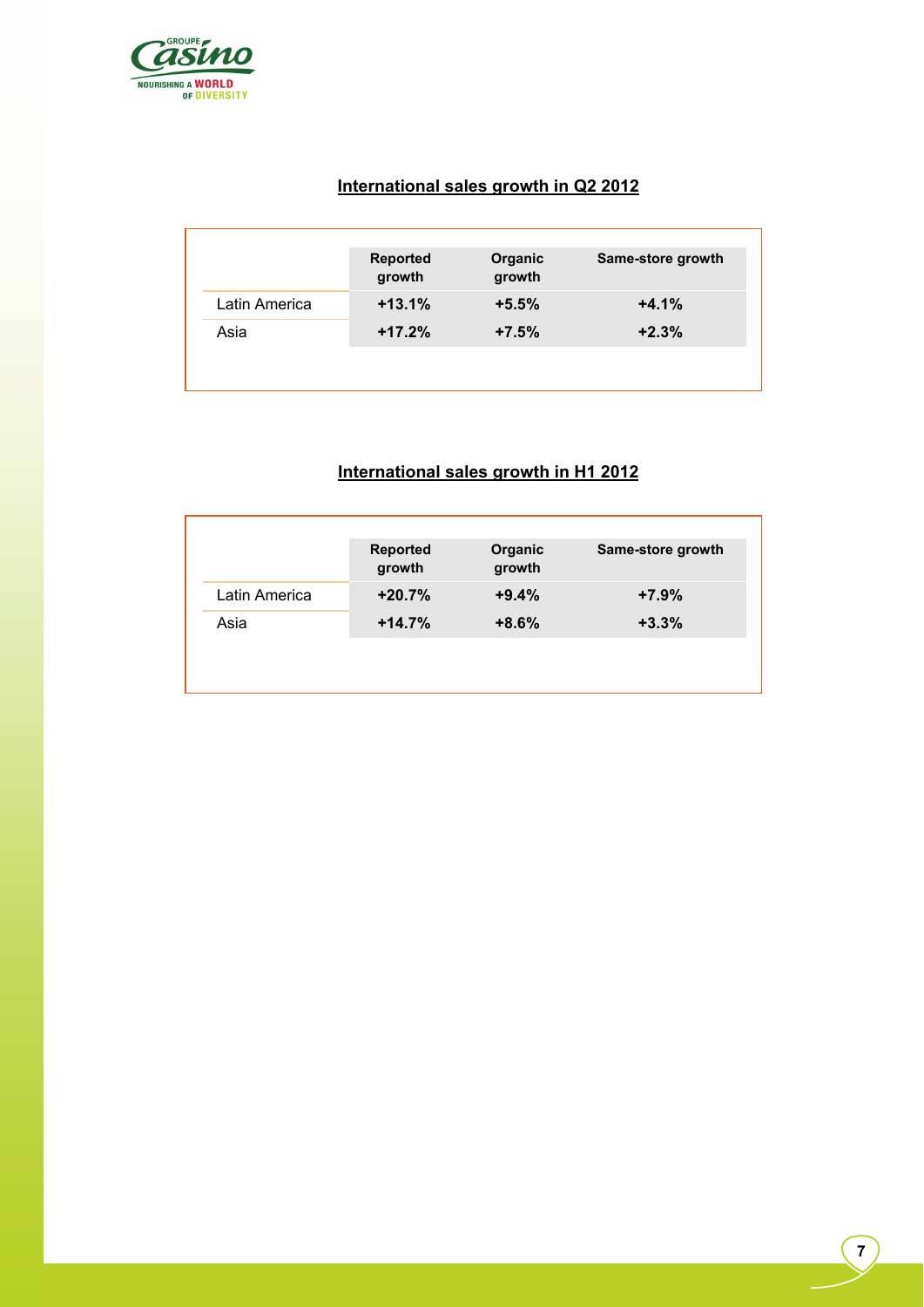**International sales growth in Q2 2012**

| | Reported growth | Organic growth | Same-store growth |
|---|---|---|---|
| Latin America | **+13.1%** | **+5.5%** | **+4.1%** |
| Asia | **+17.2%** | **+7.5%** | **+2.3%** |

**International sales growth in H1 2012**

| | Reported growth | Organic growth | Same-store growth |
|---|---|---|---|
| Latin America | **+20.7%** | **+9.4%** | **+7.9%** |
| Asia | **+14.7%** | **+8.6%** | **+3.3%** |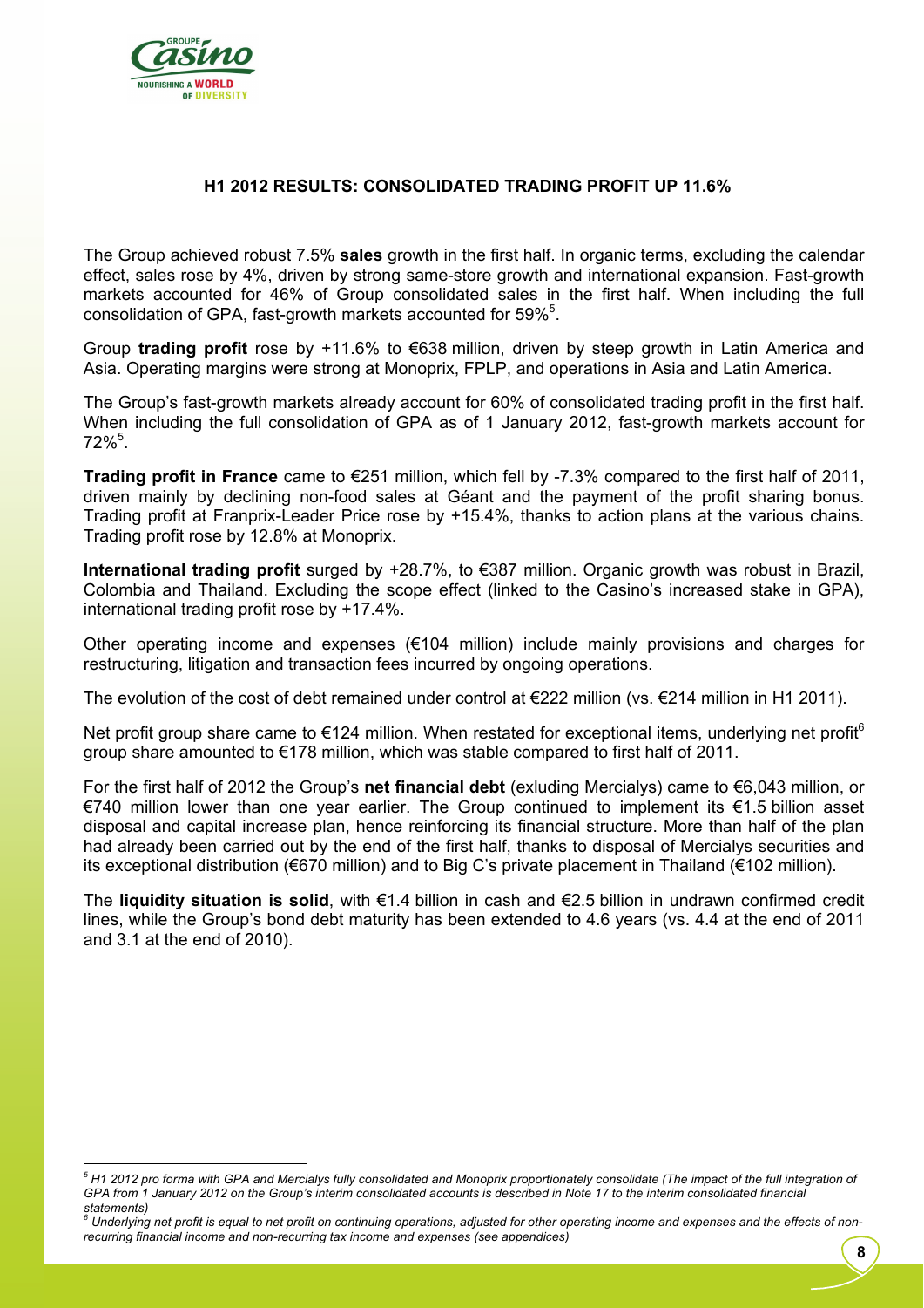## H1 2012 RESULTS: CONSOLIDATED TRADING PROFIT UP 11.6%

The Group achieved robust 7.5% **sales** growth in the first half. In organic terms, excluding the calendar effect, sales rose by 4%, driven by strong same-store growth and international expansion. Fast-growth markets accounted for 46% of Group consolidated sales in the first half. When including the full consolidation of GPA, fast-growth markets accounted for 59%[5].

Group **trading profit** rose by +11.6% to €638 million, driven by steep growth in Latin America and Asia. Operating margins were strong at Monoprix, FPLP, and operations in Asia and Latin America.

The Group's fast-growth markets already account for 60% of consolidated trading profit in the first half. When including the full consolidation of GPA as of 1 January 2012, fast-growth markets account for 72%[5].

**Trading profit in France** came to €251 million, which fell by -7.3% compared to the first half of 2011, driven mainly by declining non-food sales at Géant and the payment of the profit sharing bonus. Trading profit at Franprix-Leader Price rose by +15.4%, thanks to action plans at the various chains. Trading profit rose by 12.8% at Monoprix.

**International trading profit** surged by +28.7%, to €387 million. Organic growth was robust in Brazil, Colombia and Thailand. Excluding the scope effect (linked to the Casino's increased stake in GPA), international trading profit rose by +17.4%.

Other operating income and expenses (€104 million) include mainly provisions and charges for restructuring, litigation and transaction fees incurred by ongoing operations.

The evolution of the cost of debt remained under control at €222 million (vs. €214 million in H1 2011).

Net profit group share came to €124 million. When restated for exceptional items, underlying net profit[6] group share amounted to €178 million, which was stable compared to first half of 2011.

For the first half of 2012 the Group's **net financial debt** (exluding Mercialys) came to €6,043 million, or €740 million lower than one year earlier. The Group continued to implement its €1.5 billion asset disposal and capital increase plan, hence reinforcing its financial structure. More than half of the plan had already been carried out by the end of the first half, thanks to disposal of Mercialys securities and its exceptional distribution (€670 million) and to Big C's private placement in Thailand (€102 million).

The **liquidity situation is solid**, with €1.4 billion in cash and €2.5 billion in undrawn confirmed credit lines, while the Group's bond debt maturity has been extended to 4.6 years (vs. 4.4 at the end of 2011 and 3.1 at the end of 2010).

---

*[5] H1 2012 pro forma with GPA and Mercialys fully consolidated and Monoprix proportionately consolidate (The impact of the full integration of GPA from 1 January 2012 on the Group's interim consolidated accounts is described in Note 17 to the interim consolidated financial statements)*

*[6] Underlying net profit is equal to net profit on continuing operations, adjusted for other operating income and expenses and the effects of non-recurring financial income and non-recurring tax income and expenses (see appendices)*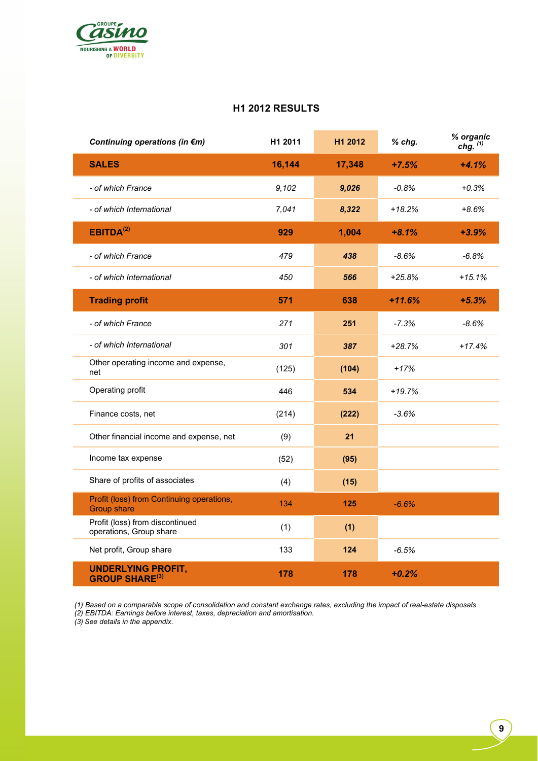## H1 2012 RESULTS

| *Continuing operations (in €m)* | H1 2011 | H1 2012 | *% chg.* | *% organic chg.* [(1)] |
|---|---|---|---|---|
| **SALES** | **16,144** | **17,348** | ***+7.5%*** | ***+4.1%*** |
| *- of which France* | *9,102* | ***9,026*** | *-0.8%* | *+0.3%* |
| *- of which International* | *7,041* | ***8,322*** | *+18.2%* | *+8.6%* |
| **EBITDA**[(2)] | **929** | **1,004** | ***+8.1%*** | ***+3.9%*** |
| *- of which France* | *479* | ***438*** | *-8.6%* | *-6.8%* |
| *- of which International* | *450* | ***566*** | *+25.8%* | *+15.1%* |
| **Trading profit** | **571** | **638** | ***+11.6%*** | ***+5.3%*** |
| *- of which France* | *271* | **251** | *-7.3%* | *-8.6%* |
| *- of which International* | *301* | ***387*** | *+28.7%* | *+17.4%* |
| Other operating income and expense, net | (125) | **(104)** | *+17%* | |
| Operating profit | 446 | **534** | *+19.7%* | |
| Finance costs, net | (214) | **(222)** | *-3.6%* | |
| Other financial income and expense, net | (9) | **21** | | |
| Income tax expense | (52) | **(95)** | | |
| Share of profits of associates | (4) | **(15)** | | |
| Profit (loss) from Continuing operations, Group share | 134 | **125** | *-6.6%* | |
| Profit (loss) from discontinued operations, Group share | (1) | **(1)** | | |
| Net profit, Group share | 133 | **124** | *-6.5%* | |
| **UNDERLYING PROFIT, GROUP SHARE**[(3)] | **178** | **178** | ***+0.2%*** | |

*(1) Based on a comparable scope of consolidation and constant exchange rates, excluding the impact of real-estate disposals*
*(2) EBITDA: Earnings before interest, taxes, depreciation and amortisation.*
*(3) See details in the appendix.*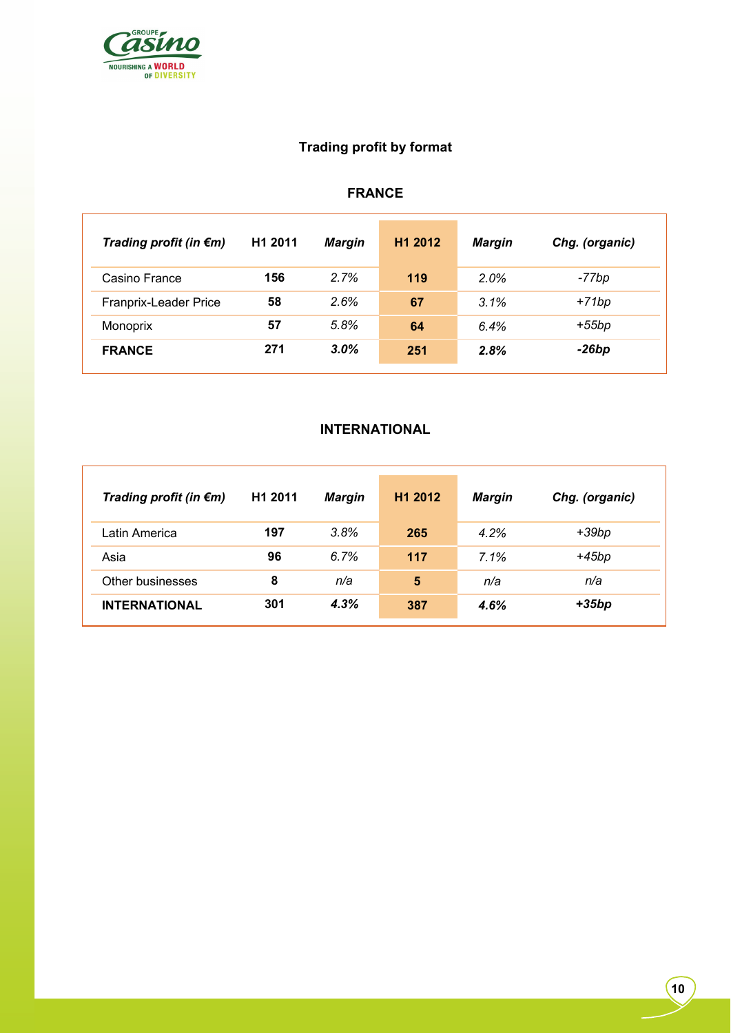## Trading profit by format

### FRANCE

| *Trading profit (in €m)* | H1 2011 | *Margin* | H1 2012 | *Margin* | *Chg. (organic)* |
|---|---|---|---|---|---|
| Casino France | **156** | *2.7%* | **119** | *2.0%* | *-77bp* |
| Franprix-Leader Price | **58** | *2.6%* | **67** | *3.1%* | *+71bp* |
| Monoprix | **57** | *5.8%* | **64** | *6.4%* | *+55bp* |
| **FRANCE** | **271** | ***3.0%*** | **251** | ***2.8%*** | ***-26bp*** |

### INTERNATIONAL

| *Trading profit (in €m)* | H1 2011 | *Margin* | H1 2012 | *Margin* | *Chg. (organic)* |
|---|---|---|---|---|---|
| Latin America | **197** | *3.8%* | **265** | *4.2%* | *+39bp* |
| Asia | **96** | *6.7%* | **117** | *7.1%* | *+45bp* |
| Other businesses | **8** | *n/a* | **5** | *n/a* | *n/a* |
| **INTERNATIONAL** | **301** | ***4.3%*** | **387** | ***4.6%*** | ***+35bp*** |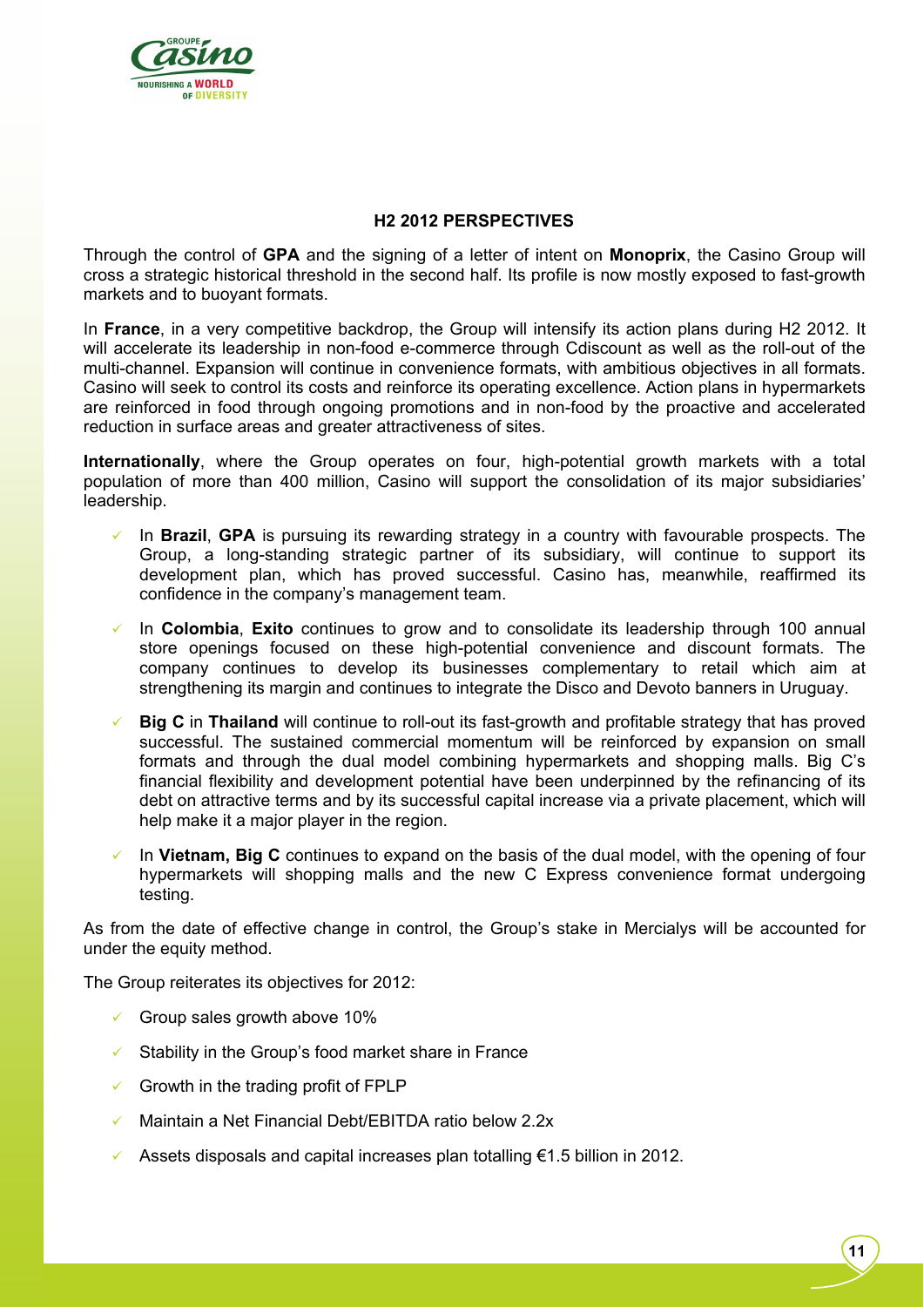## H2 2012 PERSPECTIVES

Through the control of **GPA** and the signing of a letter of intent on **Monoprix**, the Casino Group will cross a strategic historical threshold in the second half. Its profile is now mostly exposed to fast-growth markets and to buoyant formats.

In **France**, in a very competitive backdrop, the Group will intensify its action plans during H2 2012. It will accelerate its leadership in non-food e-commerce through Cdiscount as well as the roll-out of the multi-channel. Expansion will continue in convenience formats, with ambitious objectives in all formats. Casino will seek to control its costs and reinforce its operating excellence. Action plans in hypermarkets are reinforced in food through ongoing promotions and in non-food by the proactive and accelerated reduction in surface areas and greater attractiveness of sites.

**Internationally**, where the Group operates on four, high-potential growth markets with a total population of more than 400 million, Casino will support the consolidation of its major subsidiaries' leadership.

- In **Brazil**, **GPA** is pursuing its rewarding strategy in a country with favourable prospects. The Group, a long-standing strategic partner of its subsidiary, will continue to support its development plan, which has proved successful. Casino has, meanwhile, reaffirmed its confidence in the company's management team.
- In **Colombia**, **Exito** continues to grow and to consolidate its leadership through 100 annual store openings focused on these high-potential convenience and discount formats. The company continues to develop its businesses complementary to retail which aim at strengthening its margin and continues to integrate the Disco and Devoto banners in Uruguay.
- **Big C** in **Thailand** will continue to roll-out its fast-growth and profitable strategy that has proved successful. The sustained commercial momentum will be reinforced by expansion on small formats and through the dual model combining hypermarkets and shopping malls. Big C's financial flexibility and development potential have been underpinned by the refinancing of its debt on attractive terms and by its successful capital increase via a private placement, which will help make it a major player in the region.
- In **Vietnam, Big C** continues to expand on the basis of the dual model, with the opening of four hypermarkets will shopping malls and the new C Express convenience format undergoing testing.

As from the date of effective change in control, the Group's stake in Mercialys will be accounted for under the equity method.

The Group reiterates its objectives for 2012:

- Group sales growth above 10%
- Stability in the Group's food market share in France
- Growth in the trading profit of FPLP
- Maintain a Net Financial Debt/EBITDA ratio below 2.2x
- Assets disposals and capital increases plan totalling €1.5 billion in 2012.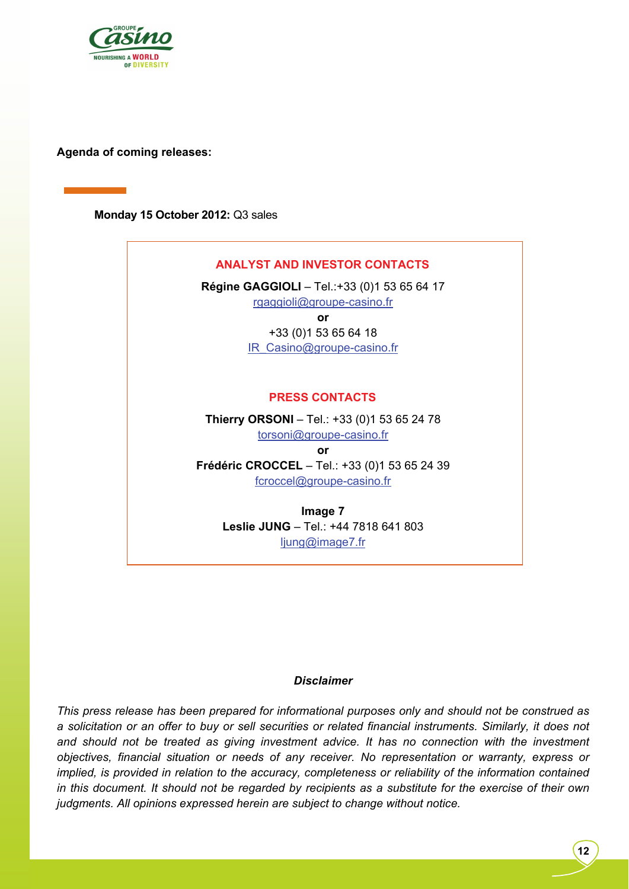**Agenda of coming releases:**

**Monday 15 October 2012:** Q3 sales

**ANALYST AND INVESTOR CONTACTS**

**Régine GAGGIOLI** – Tel.:+33 (0)1 53 65 64 17
rgaggioli@groupe-casino.fr
**or**
+33 (0)1 53 65 64 18
IR_Casino@groupe-casino.fr

**PRESS CONTACTS**

**Thierry ORSONI** – Tel.: +33 (0)1 53 65 24 78
torsoni@groupe-casino.fr
**or**
**Frédéric CROCCEL** – Tel.: +33 (0)1 53 65 24 39
fcroccel@groupe-casino.fr

**Image 7**
**Leslie JUNG** – Tel.: +44 7818 641 803
ljung@image7.fr

***Disclaimer***

*This press release has been prepared for informational purposes only and should not be construed as a solicitation or an offer to buy or sell securities or related financial instruments. Similarly, it does not and should not be treated as giving investment advice. It has no connection with the investment objectives, financial situation or needs of any receiver. No representation or warranty, express or implied, is provided in relation to the accuracy, completeness or reliability of the information contained in this document. It should not be regarded by recipients as a substitute for the exercise of their own judgments. All opinions expressed herein are subject to change without notice.*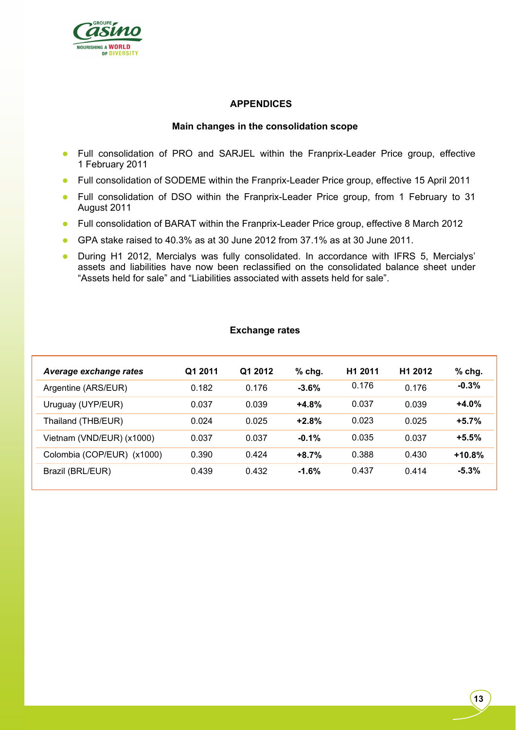## APPENDICES

### Main changes in the consolidation scope

- Full consolidation of PRO and SARJEL within the Franprix-Leader Price group, effective 1 February 2011
- Full consolidation of SODEME within the Franprix-Leader Price group, effective 15 April 2011
- Full consolidation of DSO within the Franprix-Leader Price group, from 1 February to 31 August 2011
- Full consolidation of BARAT within the Franprix-Leader Price group, effective 8 March 2012
- GPA stake raised to 40.3% as at 30 June 2012 from 37.1% as at 30 June 2011.
- During H1 2012, Mercialys was fully consolidated. In accordance with IFRS 5, Mercialys' assets and liabilities have now been reclassified on the consolidated balance sheet under "Assets held for sale" and "Liabilities associated with assets held for sale".

### Exchange rates

| *Average exchange rates* | Q1 2011 | Q1 2012 | % chg. | H1 2011 | H1 2012 | % chg. |
|---|---|---|---|---|---|---|
| Argentine (ARS/EUR) | 0.182 | 0.176 | **-3.6%** | 0.176 | 0.176 | **-0.3%** |
| Uruguay (UYP/EUR) | 0.037 | 0.039 | **+4.8%** | 0.037 | 0.039 | **+4.0%** |
| Thailand (THB/EUR) | 0.024 | 0.025 | **+2.8%** | 0.023 | 0.025 | **+5.7%** |
| Vietnam (VND/EUR) (x1000) | 0.037 | 0.037 | **-0.1%** | 0.035 | 0.037 | **+5.5%** |
| Colombia (COP/EUR) (x1000) | 0.390 | 0.424 | **+8.7%** | 0.388 | 0.430 | **+10.8%** |
| Brazil (BRL/EUR) | 0.439 | 0.432 | **-1.6%** | 0.437 | 0.414 | **-5.3%** |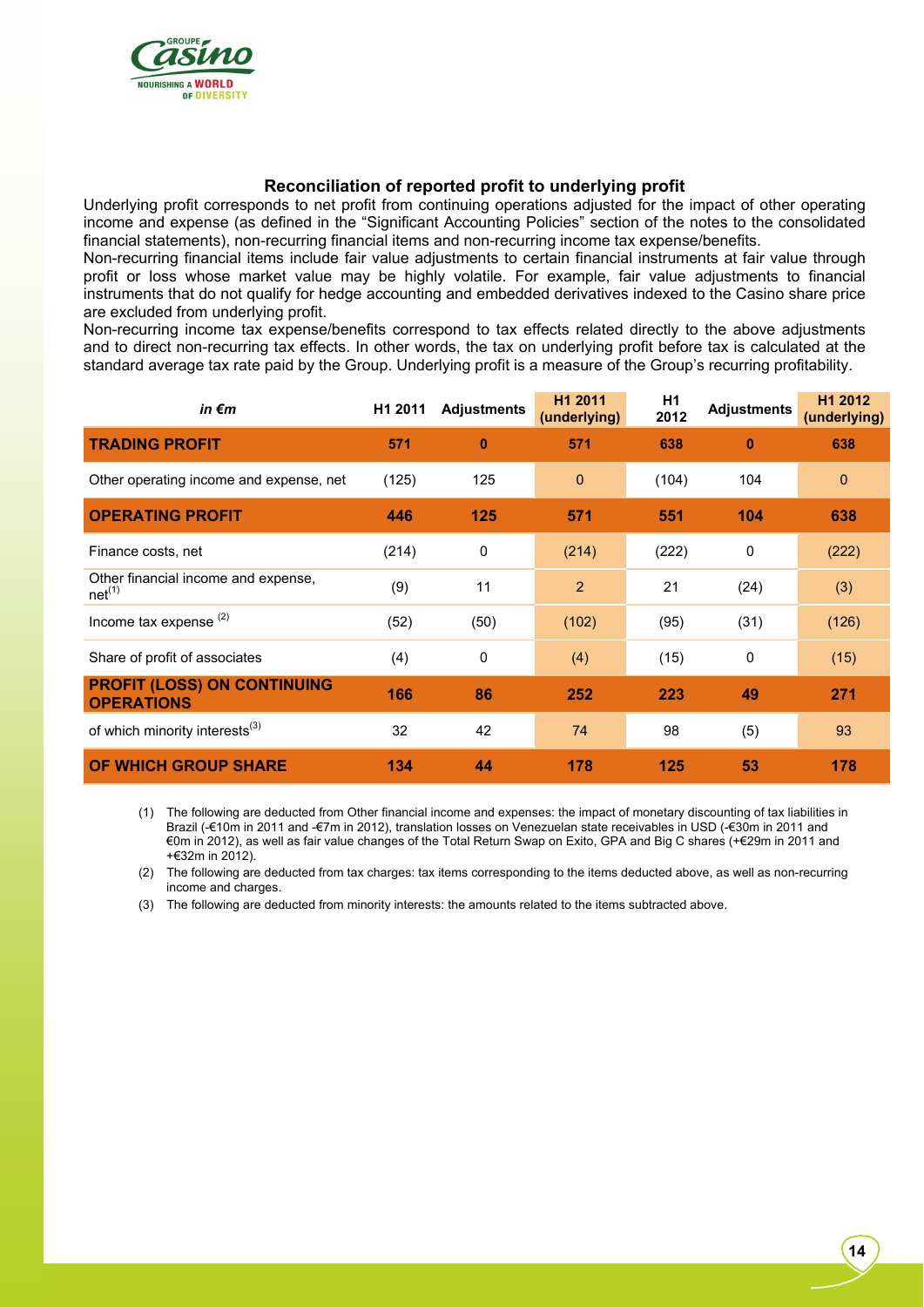## Reconciliation of reported profit to underlying profit

Underlying profit corresponds to net profit from continuing operations adjusted for the impact of other operating income and expense (as defined in the "Significant Accounting Policies" section of the notes to the consolidated financial statements), non-recurring financial items and non-recurring income tax expense/benefits.

Non-recurring financial items include fair value adjustments to certain financial instruments at fair value through profit or loss whose market value may be highly volatile. For example, fair value adjustments to financial instruments that do not qualify for hedge accounting and embedded derivatives indexed to the Casino share price are excluded from underlying profit.

Non-recurring income tax expense/benefits correspond to tax effects related directly to the above adjustments and to direct non-recurring tax effects. In other words, the tax on underlying profit before tax is calculated at the standard average tax rate paid by the Group. Underlying profit is a measure of the Group's recurring profitability.

| *in €m* | H1 2011 | Adjustments | H1 2011 (underlying) | H1 2012 | Adjustments | H1 2012 (underlying) |
|---|---|---|---|---|---|---|
| **TRADING PROFIT** | **571** | **0** | **571** | **638** | **0** | **638** |
| Other operating income and expense, net | (125) | 125 | 0 | (104) | 104 | 0 |
| **OPERATING PROFIT** | **446** | **125** | **571** | **551** | **104** | **638** |
| Finance costs, net | (214) | 0 | (214) | (222) | 0 | (222) |
| Other financial income and expense, net[1] | (9) | 11 | 2 | 21 | (24) | (3) |
| Income tax expense [2] | (52) | (50) | (102) | (95) | (31) | (126) |
| Share of profit of associates | (4) | 0 | (4) | (15) | 0 | (15) |
| **PROFIT (LOSS) ON CONTINUING OPERATIONS** | **166** | **86** | **252** | **223** | **49** | **271** |
| of which minority interests[3] | 32 | 42 | 74 | 98 | (5) | 93 |
| **OF WHICH GROUP SHARE** | **134** | **44** | **178** | **125** | **53** | **178** |

(1) The following are deducted from Other financial income and expenses: the impact of monetary discounting of tax liabilities in Brazil (-€10m in 2011 and -€7m in 2012), translation losses on Venezuelan state receivables in USD (-€30m in 2011 and €0m in 2012), as well as fair value changes of the Total Return Swap on Exito, GPA and Big C shares (+€29m in 2011 and +€32m in 2012).

(2) The following are deducted from tax charges: tax items corresponding to the items deducted above, as well as non-recurring income and charges.

(3) The following are deducted from minority interests: the amounts related to the items subtracted above.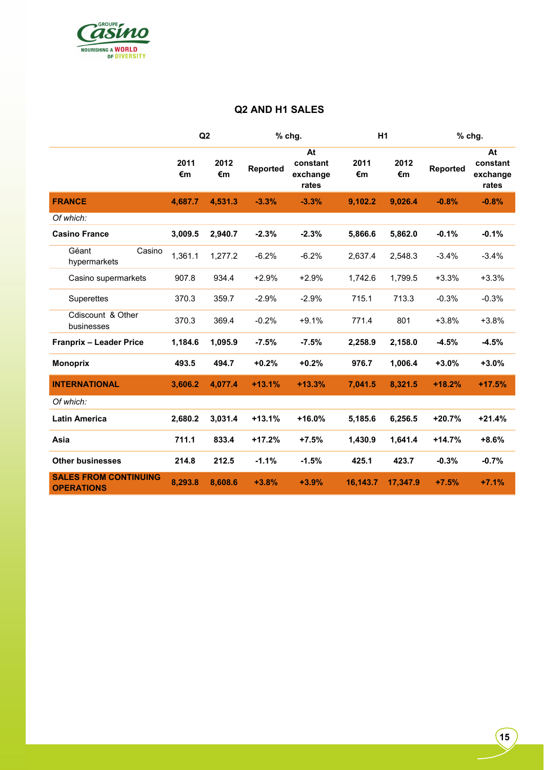## Q2 AND H1 SALES

| | Q2 | | % chg. | | H1 | | % chg. | |
|---|---|---|---|---|---|---|---|---|
| | 2011 €m | 2012 €m | Reported | At constant exchange rates | 2011 €m | 2012 €m | Reported | At constant exchange rates |
| **FRANCE** | **4,687.7** | **4,531.3** | **-3.3%** | **-3.3%** | **9,102.2** | **9,026.4** | **-0.8%** | **-0.8%** |
| *Of which:* | | | | | | | | |
| **Casino France** | **3,009.5** | **2,940.7** | **-2.3%** | **-2.3%** | **5,866.6** | **5,862.0** | **-0.1%** | **-0.1%** |
| Géant Casino hypermarkets | 1,361.1 | 1,277.2 | -6.2% | -6.2% | 2,637.4 | 2,548.3 | -3.4% | -3.4% |
| Casino supermarkets | 907.8 | 934.4 | +2.9% | +2.9% | 1,742.6 | 1,799.5 | +3.3% | +3.3% |
| Superettes | 370.3 | 359.7 | -2.9% | -2.9% | 715.1 | 713.3 | -0.3% | -0.3% |
| Cdiscount & Other businesses | 370.3 | 369.4 | -0.2% | +9.1% | 771.4 | 801 | +3.8% | +3.8% |
| **Franprix – Leader Price** | **1,184.6** | **1,095.9** | **-7.5%** | **-7.5%** | **2,258.9** | **2,158.0** | **-4.5%** | **-4.5%** |
| **Monoprix** | **493.5** | **494.7** | **+0.2%** | **+0.2%** | **976.7** | **1,006.4** | **+3.0%** | **+3.0%** |
| **INTERNATIONAL** | **3,606.2** | **4,077.4** | **+13.1%** | **+13.3%** | **7,041.5** | **8,321.5** | **+18.2%** | **+17.5%** |
| *Of which:* | | | | | | | | |
| **Latin America** | **2,680.2** | **3,031.4** | **+13.1%** | **+16.0%** | **5,185.6** | **6,256.5** | **+20.7%** | **+21.4%** |
| **Asia** | **711.1** | **833.4** | **+17.2%** | **+7.5%** | **1,430.9** | **1,641.4** | **+14.7%** | **+8.6%** |
| **Other businesses** | **214.8** | **212.5** | **-1.1%** | **-1.5%** | **425.1** | **423.7** | **-0.3%** | **-0.7%** |
| **SALES FROM CONTINUING OPERATIONS** | **8,293.8** | **8,608.6** | **+3.8%** | **+3.9%** | **16,143.7** | **17,347.9** | **+7.5%** | **+7.1%** |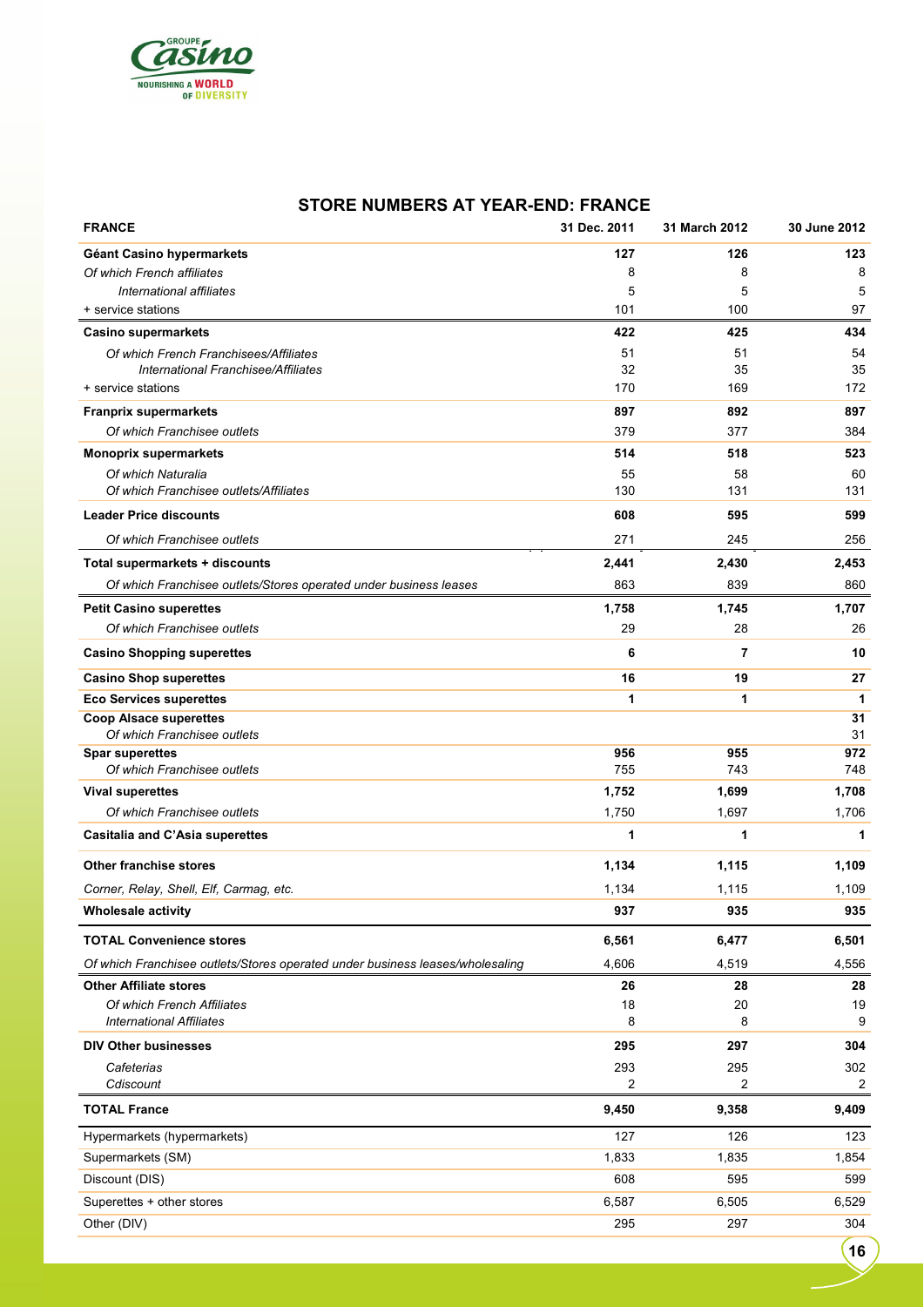## STORE NUMBERS AT YEAR-END: FRANCE

| FRANCE | 31 Dec. 2011 | 31 March 2012 | 30 June 2012 |
|---|---|---|---|
| **Géant Casino hypermarkets** | **127** | **126** | **123** |
| *Of which French affiliates* | 8 | 8 | 8 |
| *International affiliates* | 5 | 5 | 5 |
| + service stations | 101 | 100 | 97 |
| **Casino supermarkets** | **422** | **425** | **434** |
| *Of which French Franchisees/Affiliates* | 51 | 51 | 54 |
| *International Franchisee/Affiliates* | 32 | 35 | 35 |
| + service stations | 170 | 169 | 172 |
| **Franprix supermarkets** | **897** | **892** | **897** |
| *Of which Franchisee outlets* | 379 | 377 | 384 |
| **Monoprix supermarkets** | **514** | **518** | **523** |
| *Of which Naturalia* | 55 | 58 | 60 |
| *Of which Franchisee outlets/Affiliates* | 130 | 131 | 131 |
| **Leader Price discounts** | **608** | **595** | **599** |
| *Of which Franchisee outlets* | 271 | 245 | 256 |
| **Total supermarkets + discounts** | **2,441** | **2,430** | **2,453** |
| *Of which Franchisee outlets/Stores operated under business leases* | 863 | 839 | 860 |
| **Petit Casino superettes** | **1,758** | **1,745** | **1,707** |
| *Of which Franchisee outlets* | 29 | 28 | 26 |
| **Casino Shopping superettes** | **6** | **7** | **10** |
| **Casino Shop superettes** | **16** | **19** | **27** |
| **Eco Services superettes** | **1** | **1** | **1** |
| **Coop Alsace superettes** | | | **31** |
| *Of which Franchisee outlets* | | | 31 |
| **Spar superettes** | **956** | **955** | **972** |
| *Of which Franchisee outlets* | 755 | 743 | 748 |
| **Vival superettes** | **1,752** | **1,699** | **1,708** |
| *Of which Franchisee outlets* | 1,750 | 1,697 | 1,706 |
| **Casitalia and C'Asia superettes** | **1** | **1** | **1** |
| **Other franchise stores** | **1,134** | **1,115** | **1,109** |
| *Corner, Relay, Shell, Elf, Carmag, etc.* | 1,134 | 1,115 | 1,109 |
| **Wholesale activity** | **937** | **935** | **935** |
| **TOTAL Convenience stores** | **6,561** | **6,477** | **6,501** |
| *Of which Franchisee outlets/Stores operated under business leases/wholesaling* | 4,606 | 4,519 | 4,556 |
| **Other Affiliate stores** | **26** | **28** | **28** |
| *Of which French Affiliates* | 18 | 20 | 19 |
| *International Affiliates* | 8 | 8 | 9 |
| **DIV Other businesses** | **295** | **297** | **304** |
| *Cafeterias* | 293 | 295 | 302 |
| *Cdiscount* | 2 | 2 | 2 |
| **TOTAL France** | **9,450** | **9,358** | **9,409** |
| Hypermarkets (hypermarkets) | 127 | 126 | 123 |
| Supermarkets (SM) | 1,833 | 1,835 | 1,854 |
| Discount (DIS) | 608 | 595 | 599 |
| Superettes + other stores | 6,587 | 6,505 | 6,529 |
| Other (DIV) | 295 | 297 | 304 |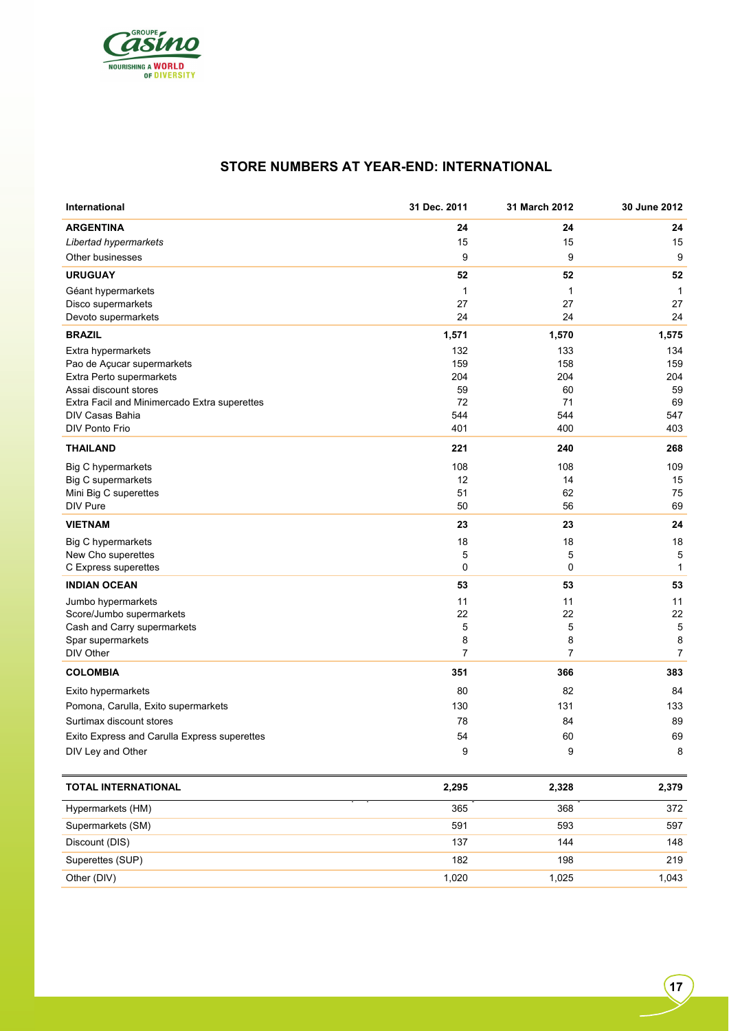## STORE NUMBERS AT YEAR-END: INTERNATIONAL

| International | 31 Dec. 2011 | 31 March 2012 | 30 June 2012 |
|---|---|---|---|
| **ARGENTINA** | **24** | **24** | **24** |
| *Libertad hypermarkets* | 15 | 15 | 15 |
| Other businesses | 9 | 9 | 9 |
| **URUGUAY** | **52** | **52** | **52** |
| Géant hypermarkets | 1 | 1 | 1 |
| Disco supermarkets | 27 | 27 | 27 |
| Devoto supermarkets | 24 | 24 | 24 |
| **BRAZIL** | **1,571** | **1,570** | **1,575** |
| Extra hypermarkets | 132 | 133 | 134 |
| Pao de Açucar supermarkets | 159 | 158 | 159 |
| Extra Perto supermarkets | 204 | 204 | 204 |
| Assai discount stores | 59 | 60 | 59 |
| Extra Facil and Minimercado Extra superettes | 72 | 71 | 69 |
| DIV Casas Bahia | 544 | 544 | 547 |
| DIV Ponto Frio | 401 | 400 | 403 |
| **THAILAND** | **221** | **240** | **268** |
| Big C hypermarkets | 108 | 108 | 109 |
| Big C supermarkets | 12 | 14 | 15 |
| Mini Big C superettes | 51 | 62 | 75 |
| DIV Pure | 50 | 56 | 69 |
| **VIETNAM** | **23** | **23** | **24** |
| Big C hypermarkets | 18 | 18 | 18 |
| New Cho superettes | 5 | 5 | 5 |
| C Express superettes | 0 | 0 | 1 |
| **INDIAN OCEAN** | **53** | **53** | **53** |
| Jumbo hypermarkets | 11 | 11 | 11 |
| Score/Jumbo supermarkets | 22 | 22 | 22 |
| Cash and Carry supermarkets | 5 | 5 | 5 |
| Spar supermarkets | 8 | 8 | 8 |
| DIV Other | 7 | 7 | 7 |
| **COLOMBIA** | **351** | **366** | **383** |
| Exito hypermarkets | 80 | 82 | 84 |
| Pomona, Carulla, Exito supermarkets | 130 | 131 | 133 |
| Surtimax discount stores | 78 | 84 | 89 |
| Exito Express and Carulla Express superettes | 54 | 60 | 69 |
| DIV Ley and Other | 9 | 9 | 8 |
| **TOTAL INTERNATIONAL** | **2,295** | **2,328** | **2,379** |
| Hypermarkets (HM) | 365 | 368 | 372 |
| Supermarkets (SM) | 591 | 593 | 597 |
| Discount (DIS) | 137 | 144 | 148 |
| Superettes (SUP) | 182 | 198 | 219 |
| Other (DIV) | 1,020 | 1,025 | 1,043 |